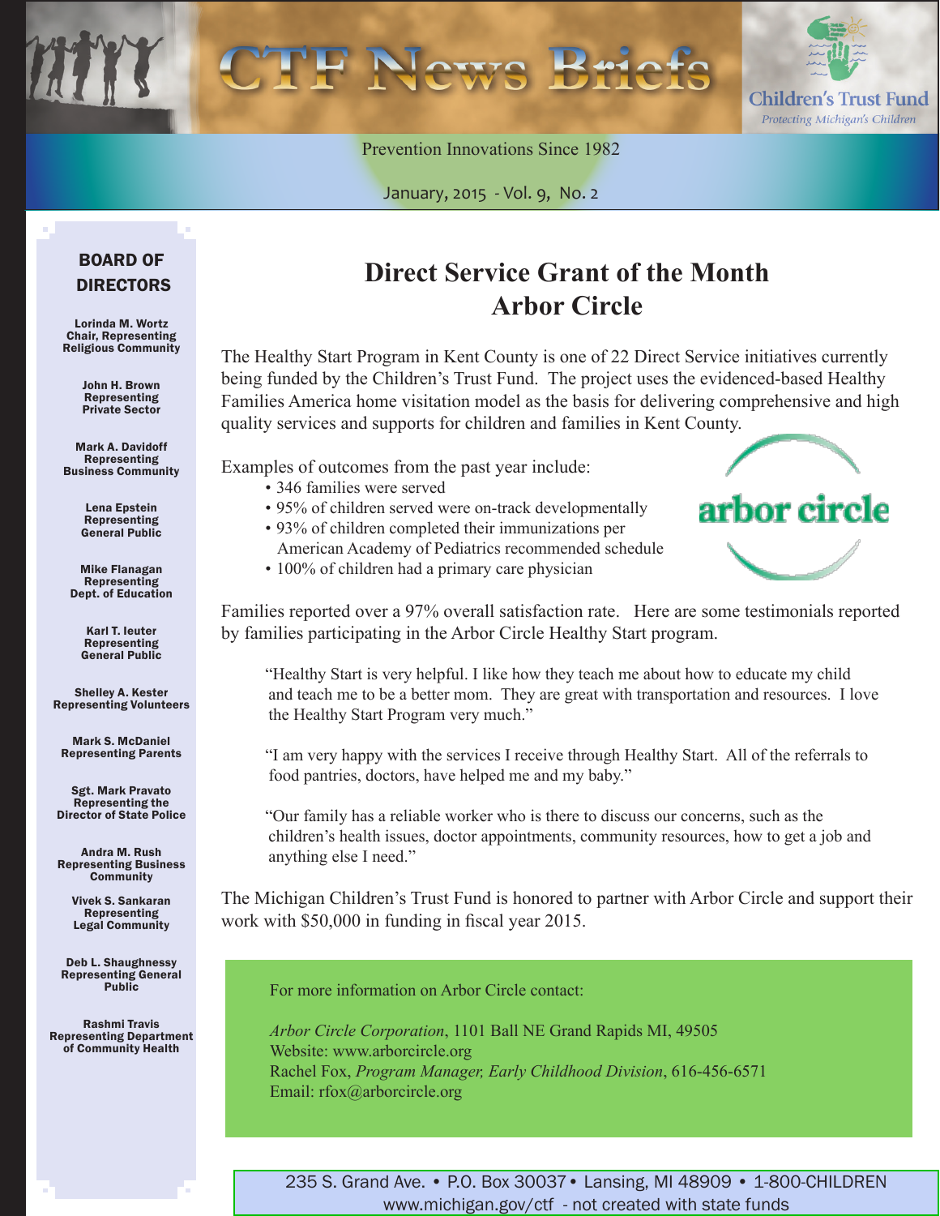# CTF News Briefs

Children's Trust Fund
*Protecting Michigan's Children*

Prevention Innovations Since 1982

January, 2015 - Vol. 9, No. 2

## Direct Service Grant of the Month Arbor Circle

The Healthy Start Program in Kent County is one of 22 Direct Service initiatives currently being funded by the Children's Trust Fund. The project uses the evidenced-based Healthy Families America home visitation model as the basis for delivering comprehensive and high quality services and supports for children and families in Kent County.

Examples of outcomes from the past year include:

- 346 families were served
- 95% of children served were on-track developmentally
- 93% of children completed their immunizations per American Academy of Pediatrics recommended schedule
- 100% of children had a primary care physician

Families reported over a 97% overall satisfaction rate. Here are some testimonials reported by families participating in the Arbor Circle Healthy Start program.

> "Healthy Start is very helpful. I like how they teach me about how to educate my child and teach me to be a better mom. They are great with transportation and resources. I love the Healthy Start Program very much."

> "I am very happy with the services I receive through Healthy Start. All of the referrals to food pantries, doctors, have helped me and my baby."

> "Our family has a reliable worker who is there to discuss our concerns, such as the children's health issues, doctor appointments, community resources, how to get a job and anything else I need."

The Michigan Children's Trust Fund is honored to partner with Arbor Circle and support their work with $50,000 in funding in fiscal year 2015.

For more information on Arbor Circle contact:

*Arbor Circle Corporation*, 1101 Ball NE Grand Rapids MI, 49505
Website: www.arborcircle.org
Rachel Fox, *Program Manager, Early Childhood Division*, 616-456-6571
Email: rfox@arborcircle.org

### BOARD OF DIRECTORS

**Lorinda M. Wortz**
Chair, Representing Religious Community

**John H. Brown**
Representing Private Sector

**Mark A. Davidoff**
Representing Business Community

**Lena Epstein**
Representing General Public

**Mike Flanagan**
Representing Dept. of Education

**Karl T. Ieuter**
Representing General Public

**Shelley A. Kester**
Representing Volunteers

**Mark S. McDaniel**
Representing Parents

**Sgt. Mark Pravato**
Representing the Director of State Police

**Andra M. Rush**
Representing Business Community

**Vivek S. Sankaran**
Representing Legal Community

**Deb L. Shaughnessy**
Representing General Public

**Rashmi Travis**
Representing Department of Community Health

235 S. Grand Ave. • P.O. Box 30037 • Lansing, MI 48909 • 1-800-CHILDREN
www.michigan.gov/ctf - not created with state funds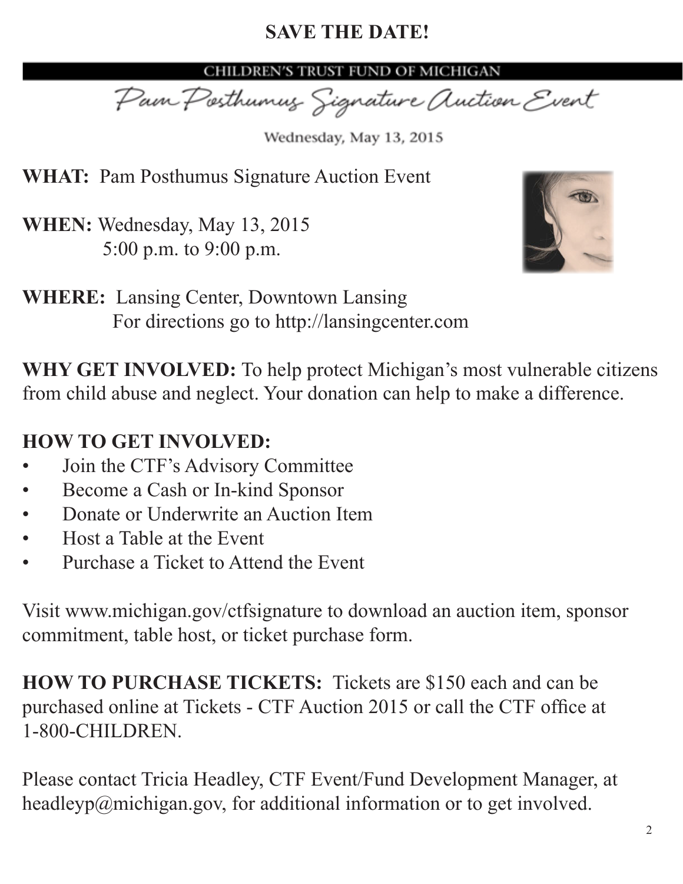# SAVE THE DATE!

**CHILDREN'S TRUST FUND OF MICHIGAN**

*Pam Posthumus Signature Auction Event*

Wednesday, May 13, 2015

**WHAT:** Pam Posthumus Signature Auction Event

**WHEN:** Wednesday, May 13, 2015
5:00 p.m. to 9:00 p.m.

**WHERE:** Lansing Center, Downtown Lansing
For directions go to http://lansingcenter.com

**WHY GET INVOLVED:** To help protect Michigan's most vulnerable citizens from child abuse and neglect. Your donation can help to make a difference.

## HOW TO GET INVOLVED:

- Join the CTF's Advisory Committee
- Become a Cash or In-kind Sponsor
- Donate or Underwrite an Auction Item
- Host a Table at the Event
- Purchase a Ticket to Attend the Event

Visit www.michigan.gov/ctfsignature to download an auction item, sponsor commitment, table host, or ticket purchase form.

**HOW TO PURCHASE TICKETS:** Tickets are $150 each and can be purchased online at Tickets - CTF Auction 2015 or call the CTF office at 1-800-CHILDREN.

Please contact Tricia Headley, CTF Event/Fund Development Manager, at headleyp@michigan.gov, for additional information or to get involved.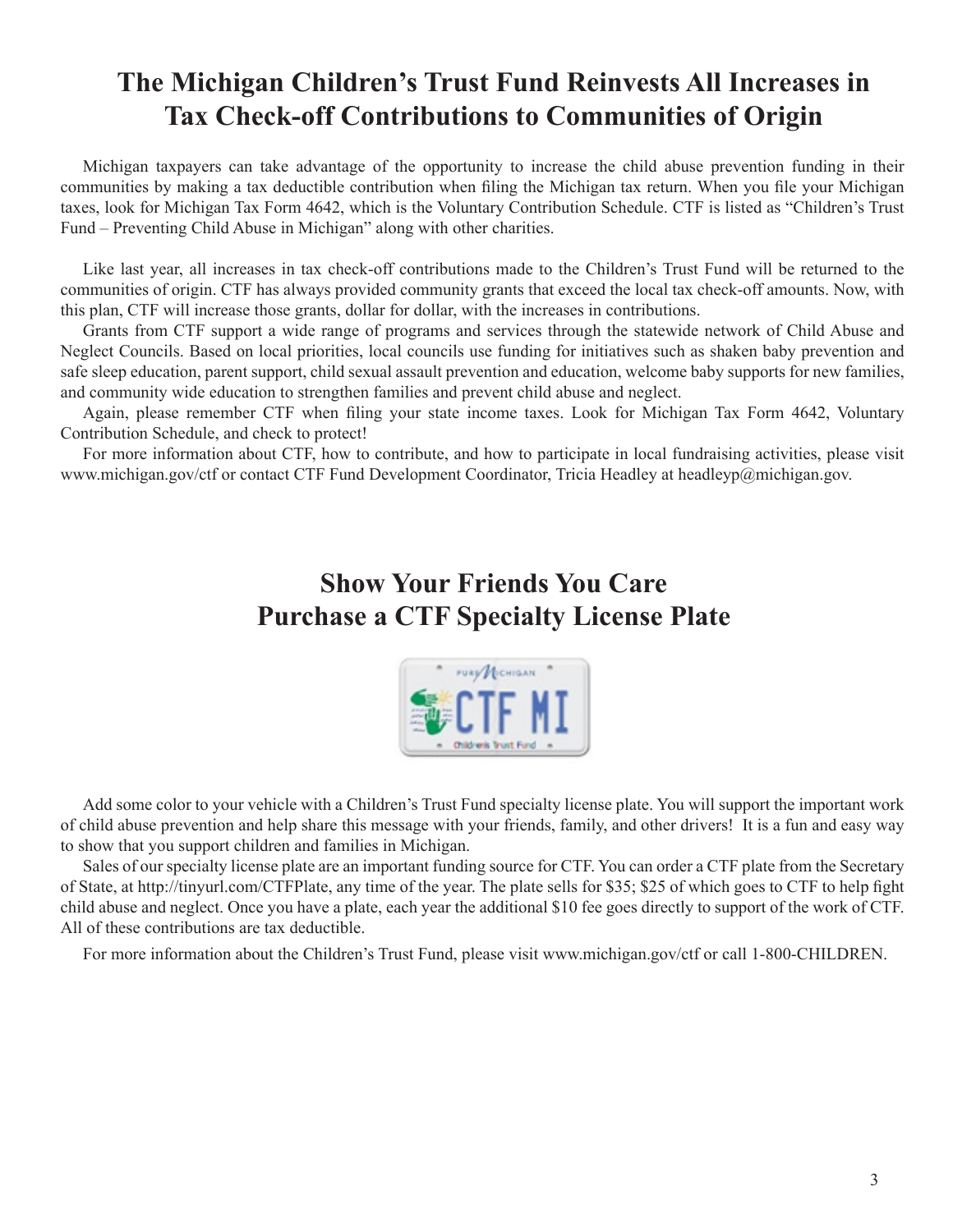# The Michigan Children's Trust Fund Reinvests All Increases in Tax Check-off Contributions to Communities of Origin

Michigan taxpayers can take advantage of the opportunity to increase the child abuse prevention funding in their communities by making a tax deductible contribution when filing the Michigan tax return. When you file your Michigan taxes, look for Michigan Tax Form 4642, which is the Voluntary Contribution Schedule. CTF is listed as "Children's Trust Fund – Preventing Child Abuse in Michigan" along with other charities.

Like last year, all increases in tax check-off contributions made to the Children's Trust Fund will be returned to the communities of origin. CTF has always provided community grants that exceed the local tax check-off amounts. Now, with this plan, CTF will increase those grants, dollar for dollar, with the increases in contributions.

Grants from CTF support a wide range of programs and services through the statewide network of Child Abuse and Neglect Councils. Based on local priorities, local councils use funding for initiatives such as shaken baby prevention and safe sleep education, parent support, child sexual assault prevention and education, welcome baby supports for new families, and community wide education to strengthen families and prevent child abuse and neglect.

Again, please remember CTF when filing your state income taxes. Look for Michigan Tax Form 4642, Voluntary Contribution Schedule, and check to protect!

For more information about CTF, how to contribute, and how to participate in local fundraising activities, please visit www.michigan.gov/ctf or contact CTF Fund Development Coordinator, Tricia Headley at headleyp@michigan.gov.

# Show Your Friends You Care
# Purchase a CTF Specialty License Plate

Add some color to your vehicle with a Children's Trust Fund specialty license plate. You will support the important work of child abuse prevention and help share this message with your friends, family, and other drivers! It is a fun and easy way to show that you support children and families in Michigan.

Sales of our specialty license plate are an important funding source for CTF. You can order a CTF plate from the Secretary of State, at http://tinyurl.com/CTFPlate, any time of the year. The plate sells for $35; $25 of which goes to CTF to help fight child abuse and neglect. Once you have a plate, each year the additional $10 fee goes directly to support of the work of CTF. All of these contributions are tax deductible.

For more information about the Children's Trust Fund, please visit www.michigan.gov/ctf or call 1-800-CHILDREN.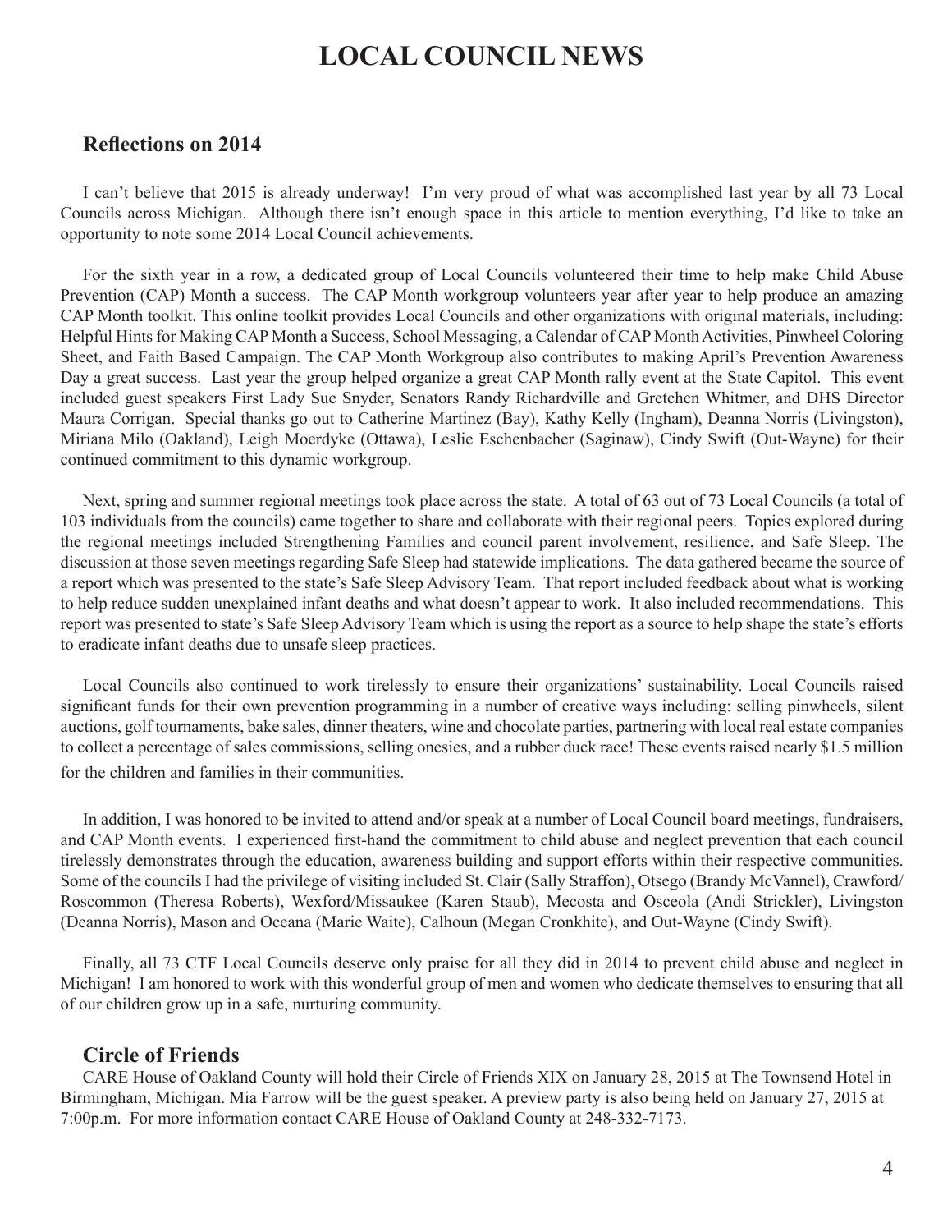# LOCAL COUNCIL NEWS

## Reflections on 2014

I can't believe that 2015 is already underway! I'm very proud of what was accomplished last year by all 73 Local Councils across Michigan. Although there isn't enough space in this article to mention everything, I'd like to take an opportunity to note some 2014 Local Council achievements.

For the sixth year in a row, a dedicated group of Local Councils volunteered their time to help make Child Abuse Prevention (CAP) Month a success. The CAP Month workgroup volunteers year after year to help produce an amazing CAP Month toolkit. This online toolkit provides Local Councils and other organizations with original materials, including: Helpful Hints for Making CAP Month a Success, School Messaging, a Calendar of CAP Month Activities, Pinwheel Coloring Sheet, and Faith Based Campaign. The CAP Month Workgroup also contributes to making April's Prevention Awareness Day a great success. Last year the group helped organize a great CAP Month rally event at the State Capitol. This event included guest speakers First Lady Sue Snyder, Senators Randy Richardville and Gretchen Whitmer, and DHS Director Maura Corrigan. Special thanks go out to Catherine Martinez (Bay), Kathy Kelly (Ingham), Deanna Norris (Livingston), Miriana Milo (Oakland), Leigh Moerdyke (Ottawa), Leslie Eschenbacher (Saginaw), Cindy Swift (Out-Wayne) for their continued commitment to this dynamic workgroup.

Next, spring and summer regional meetings took place across the state. A total of 63 out of 73 Local Councils (a total of 103 individuals from the councils) came together to share and collaborate with their regional peers. Topics explored during the regional meetings included Strengthening Families and council parent involvement, resilience, and Safe Sleep. The discussion at those seven meetings regarding Safe Sleep had statewide implications. The data gathered became the source of a report which was presented to the state's Safe Sleep Advisory Team. That report included feedback about what is working to help reduce sudden unexplained infant deaths and what doesn't appear to work. It also included recommendations. This report was presented to state's Safe Sleep Advisory Team which is using the report as a source to help shape the state's efforts to eradicate infant deaths due to unsafe sleep practices.

Local Councils also continued to work tirelessly to ensure their organizations' sustainability. Local Councils raised significant funds for their own prevention programming in a number of creative ways including: selling pinwheels, silent auctions, golf tournaments, bake sales, dinner theaters, wine and chocolate parties, partnering with local real estate companies to collect a percentage of sales commissions, selling onesies, and a rubber duck race! These events raised nearly $1.5 million for the children and families in their communities.

In addition, I was honored to be invited to attend and/or speak at a number of Local Council board meetings, fundraisers, and CAP Month events. I experienced first-hand the commitment to child abuse and neglect prevention that each council tirelessly demonstrates through the education, awareness building and support efforts within their respective communities. Some of the councils I had the privilege of visiting included St. Clair (Sally Straffon), Otsego (Brandy McVannel), Crawford/Roscommon (Theresa Roberts), Wexford/Missaukee (Karen Staub), Mecosta and Osceola (Andi Strickler), Livingston (Deanna Norris), Mason and Oceana (Marie Waite), Calhoun (Megan Cronkhite), and Out-Wayne (Cindy Swift).

Finally, all 73 CTF Local Councils deserve only praise for all they did in 2014 to prevent child abuse and neglect in Michigan! I am honored to work with this wonderful group of men and women who dedicate themselves to ensuring that all of our children grow up in a safe, nurturing community.

## Circle of Friends

CARE House of Oakland County will hold their Circle of Friends XIX on January 28, 2015 at The Townsend Hotel in Birmingham, Michigan. Mia Farrow will be the guest speaker. A preview party is also being held on January 27, 2015 at 7:00p.m. For more information contact CARE House of Oakland County at 248-332-7173.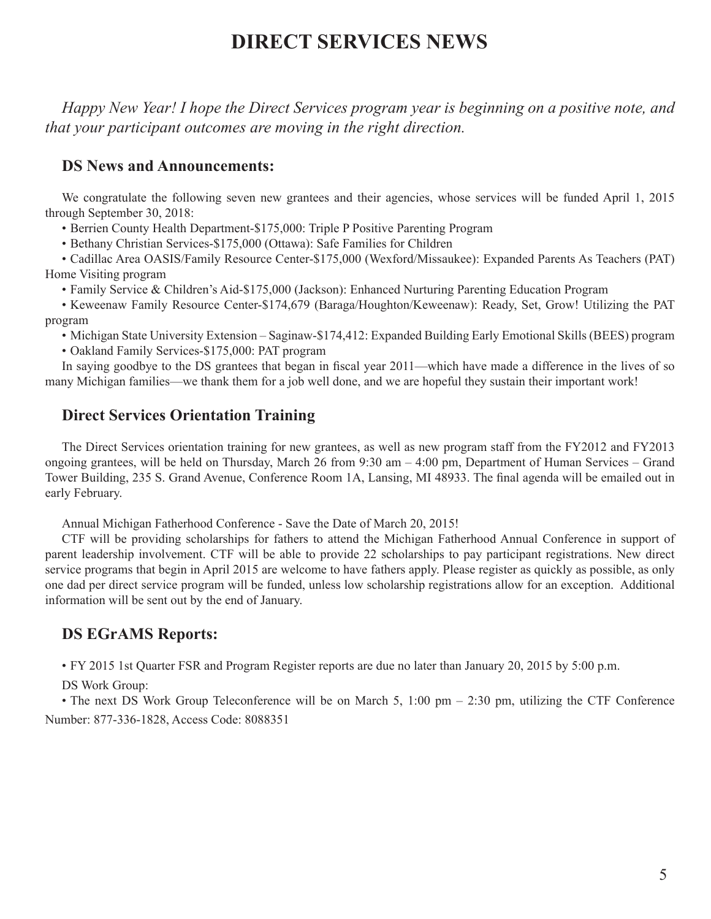# DIRECT SERVICES NEWS

*Happy New Year! I hope the Direct Services program year is beginning on a positive note, and that your participant outcomes are moving in the right direction.*

## DS News and Announcements:

We congratulate the following seven new grantees and their agencies, whose services will be funded April 1, 2015 through September 30, 2018:

- Berrien County Health Department-$175,000: Triple P Positive Parenting Program
- Bethany Christian Services-$175,000 (Ottawa): Safe Families for Children
- Cadillac Area OASIS/Family Resource Center-$175,000 (Wexford/Missaukee): Expanded Parents As Teachers (PAT) Home Visiting program
- Family Service & Children's Aid-$175,000 (Jackson): Enhanced Nurturing Parenting Education Program
- Keweenaw Family Resource Center-$174,679 (Baraga/Houghton/Keweenaw): Ready, Set, Grow! Utilizing the PAT program
- Michigan State University Extension – Saginaw-$174,412: Expanded Building Early Emotional Skills (BEES) program
- Oakland Family Services-$175,000: PAT program

In saying goodbye to the DS grantees that began in fiscal year 2011—which have made a difference in the lives of so many Michigan families—we thank them for a job well done, and we are hopeful they sustain their important work!

## Direct Services Orientation Training

The Direct Services orientation training for new grantees, as well as new program staff from the FY2012 and FY2013 ongoing grantees, will be held on Thursday, March 26 from 9:30 am – 4:00 pm, Department of Human Services – Grand Tower Building, 235 S. Grand Avenue, Conference Room 1A, Lansing, MI 48933. The final agenda will be emailed out in early February.

Annual Michigan Fatherhood Conference - Save the Date of March 20, 2015!

CTF will be providing scholarships for fathers to attend the Michigan Fatherhood Annual Conference in support of parent leadership involvement. CTF will be able to provide 22 scholarships to pay participant registrations. New direct service programs that begin in April 2015 are welcome to have fathers apply. Please register as quickly as possible, as only one dad per direct service program will be funded, unless low scholarship registrations allow for an exception. Additional information will be sent out by the end of January.

## DS EGrAMS Reports:

- FY 2015 1st Quarter FSR and Program Register reports are due no later than January 20, 2015 by 5:00 p.m.

DS Work Group:

- The next DS Work Group Teleconference will be on March 5, 1:00 pm – 2:30 pm, utilizing the CTF Conference Number: 877-336-1828, Access Code: 8088351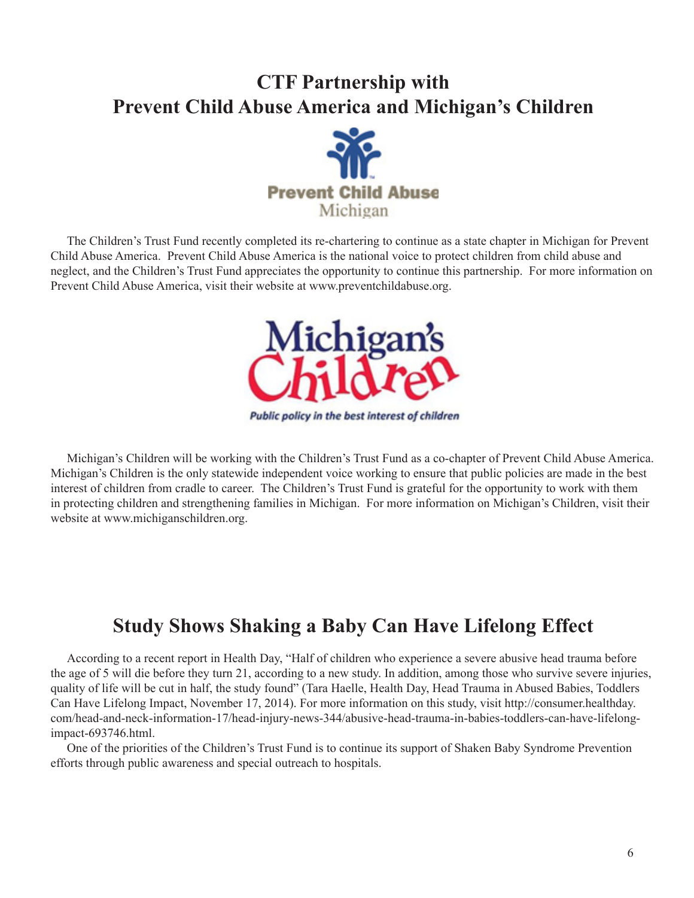# CTF Partnership with Prevent Child Abuse America and Michigan's Children

The Children's Trust Fund recently completed its re-chartering to continue as a state chapter in Michigan for Prevent Child Abuse America. Prevent Child Abuse America is the national voice to protect children from child abuse and neglect, and the Children's Trust Fund appreciates the opportunity to continue this partnership. For more information on Prevent Child Abuse America, visit their website at www.preventchildabuse.org.

Michigan's Children will be working with the Children's Trust Fund as a co-chapter of Prevent Child Abuse America. Michigan's Children is the only statewide independent voice working to ensure that public policies are made in the best interest of children from cradle to career. The Children's Trust Fund is grateful for the opportunity to work with them in protecting children and strengthening families in Michigan. For more information on Michigan's Children, visit their website at www.michiganschildren.org.

# Study Shows Shaking a Baby Can Have Lifelong Effect

According to a recent report in Health Day, "Half of children who experience a severe abusive head trauma before the age of 5 will die before they turn 21, according to a new study. In addition, among those who survive severe injuries, quality of life will be cut in half, the study found" (Tara Haelle, Health Day, Head Trauma in Abused Babies, Toddlers Can Have Lifelong Impact, November 17, 2014). For more information on this study, visit http://consumer.healthday.com/head-and-neck-information-17/head-injury-news-344/abusive-head-trauma-in-babies-toddlers-can-have-lifelong-impact-693746.html.

One of the priorities of the Children's Trust Fund is to continue its support of Shaken Baby Syndrome Prevention efforts through public awareness and special outreach to hospitals.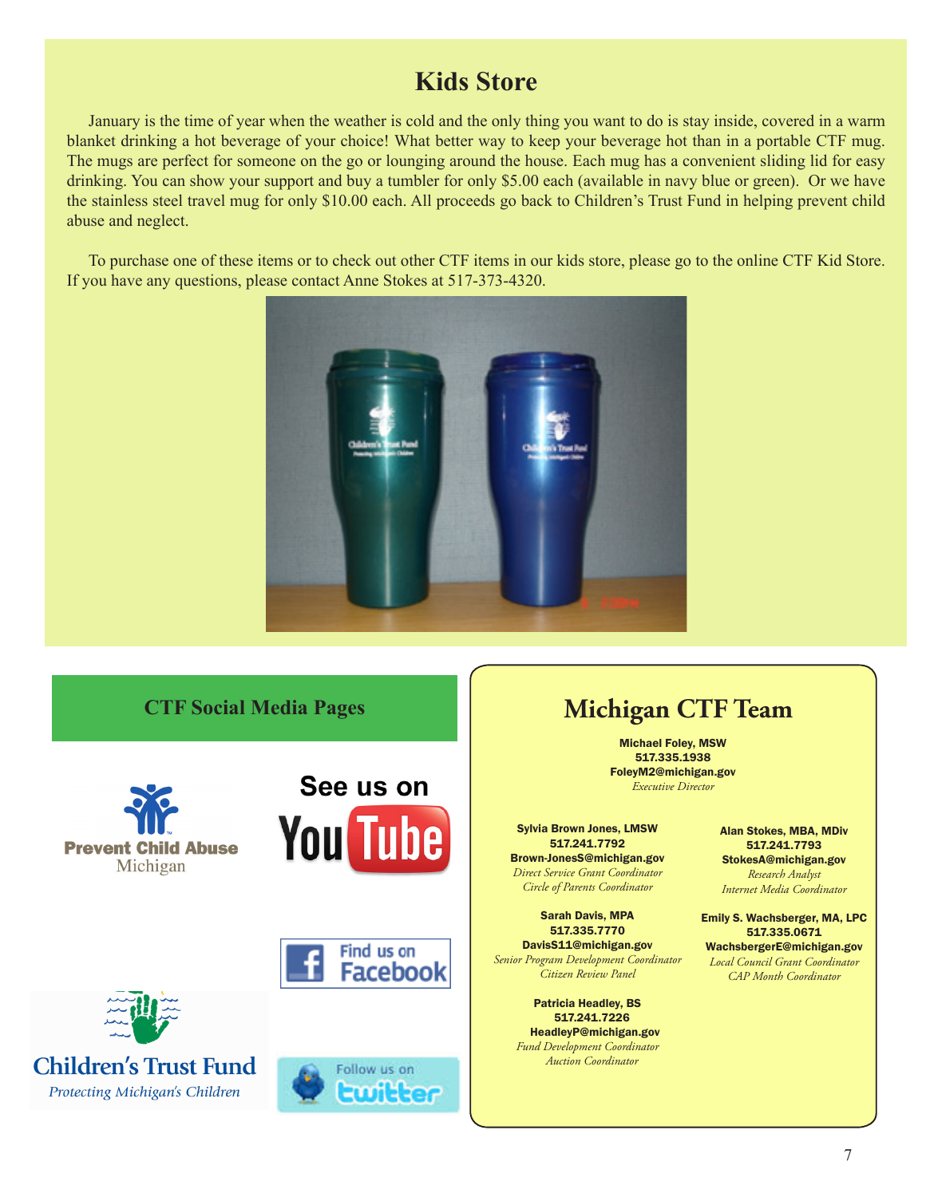# Kids Store

January is the time of year when the weather is cold and the only thing you want to do is stay inside, covered in a warm blanket drinking a hot beverage of your choice! What better way to keep your beverage hot than in a portable CTF mug. The mugs are perfect for someone on the go or lounging around the house. Each mug has a convenient sliding lid for easy drinking. You can show your support and buy a tumbler for only $5.00 each (available in navy blue or green). Or we have the stainless steel travel mug for only $10.00 each. All proceeds go back to Children's Trust Fund in helping prevent child abuse and neglect.

To purchase one of these items or to check out other CTF items in our kids store, please go to the online CTF Kid Store. If you have any questions, please contact Anne Stokes at 517-373-4320.

## CTF Social Media Pages

Prevent Child Abuse Michigan

See us on YouTube

Find us on Facebook

Children's Trust Fund
*Protecting Michigan's Children*

Follow us on twitter

## Michigan CTF Team

**Michael Foley, MSW**
**517.335.1938**
**FoleyM2@michigan.gov**
*Executive Director*

**Sylvia Brown Jones, LMSW**
**517.241.7792**
**Brown-JonesS@michigan.gov**
*Direct Service Grant Coordinator*
*Circle of Parents Coordinator*

**Sarah Davis, MPA**
**517.335.7770**
**DavisS11@michigan.gov**
*Senior Program Development Coordinator*
*Citizen Review Panel*

**Patricia Headley, BS**
**517.241.7226**
**HeadleyP@michigan.gov**
*Fund Development Coordinator*
*Auction Coordinator*

**Alan Stokes, MBA, MDiv**
**517.241.7793**
**StokesA@michigan.gov**
*Research Analyst*
*Internet Media Coordinator*

**Emily S. Wachsberger, MA, LPC**
**517.335.0671**
**WachsbergerE@michigan.gov**
*Local Council Grant Coordinator*
*CAP Month Coordinator*